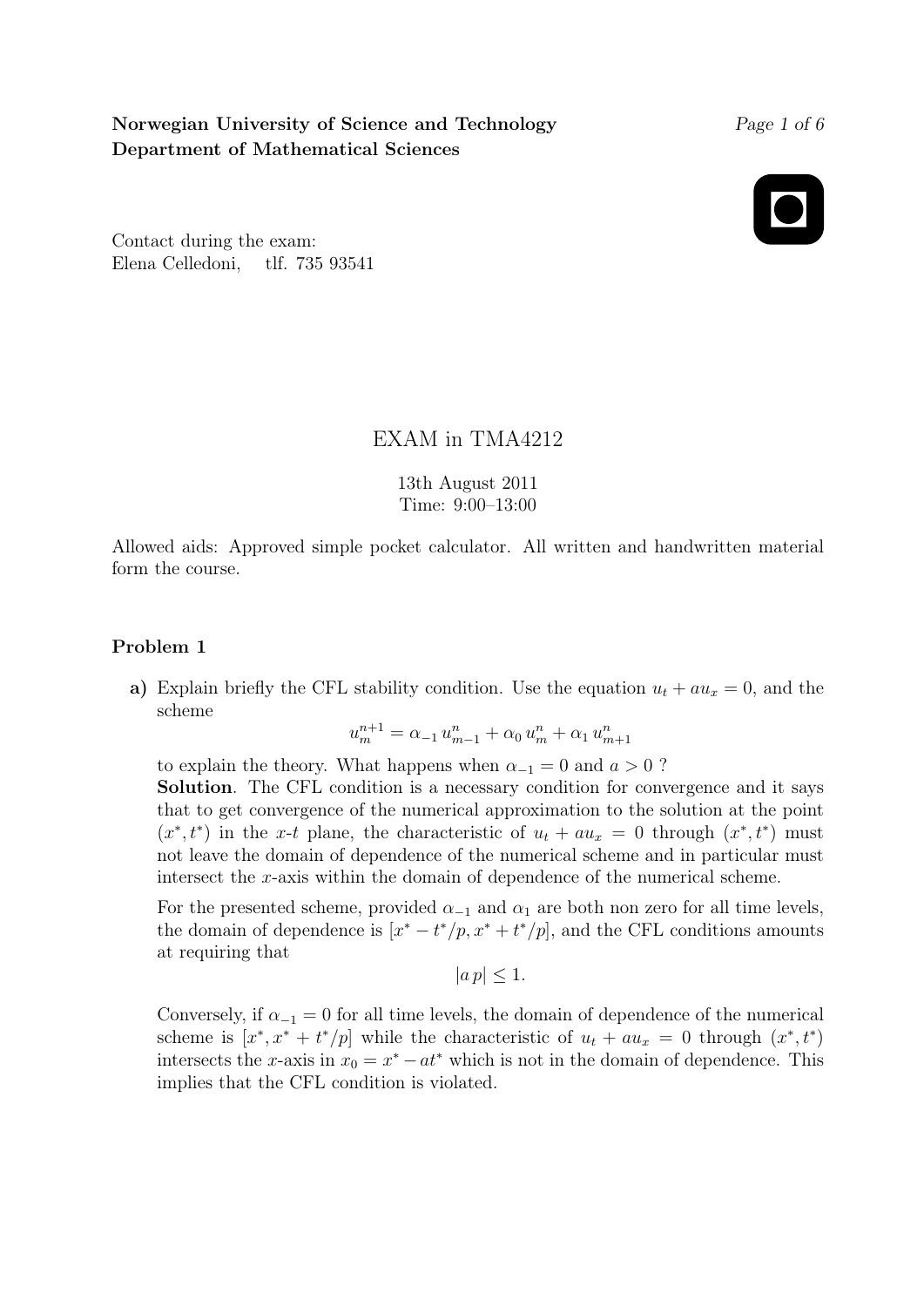**Norwegian University of Science and Technology**
**Department of Mathematical Sciences**

Contact during the exam:
Elena Celledoni, tlf. 735 93541

# EXAM in TMA4212

13th August 2011
Time: 9:00–13:00

Allowed aids: Approved simple pocket calculator. All written and handwritten material form the course.

## Problem 1

**a)** Explain briefly the CFL stability condition. Use the equation $u_t + au_x = 0$, and the scheme

$$u_m^{n+1} = \alpha_{-1}\, u_{m-1}^n + \alpha_0\, u_m^n + \alpha_1\, u_{m+1}^n$$

to explain the theory. What happens when $\alpha_{-1} = 0$ and $a > 0$ ?

**Solution**. The CFL condition is a necessary condition for convergence and it says that to get convergence of the numerical approximation to the solution at the point $(x^*, t^*)$ in the $x$-$t$ plane, the characteristic of $u_t + au_x = 0$ through $(x^*, t^*)$ must not leave the domain of dependence of the numerical scheme and in particular must intersect the $x$-axis within the domain of dependence of the numerical scheme.

For the presented scheme, provided $\alpha_{-1}$ and $\alpha_1$ are both non zero for all time levels, the domain of dependence is $[x^* - t^*/p, x^* + t^*/p]$, and the CFL conditions amounts at requiring that

$$|a\, p| \leq 1.$$

Conversely, if $\alpha_{-1} = 0$ for all time levels, the domain of dependence of the numerical scheme is $[x^*, x^* + t^*/p]$ while the characteristic of $u_t + au_x = 0$ through $(x^*, t^*)$ intersects the $x$-axis in $x_0 = x^* - at^*$ which is not in the domain of dependence. This implies that the CFL condition is violated.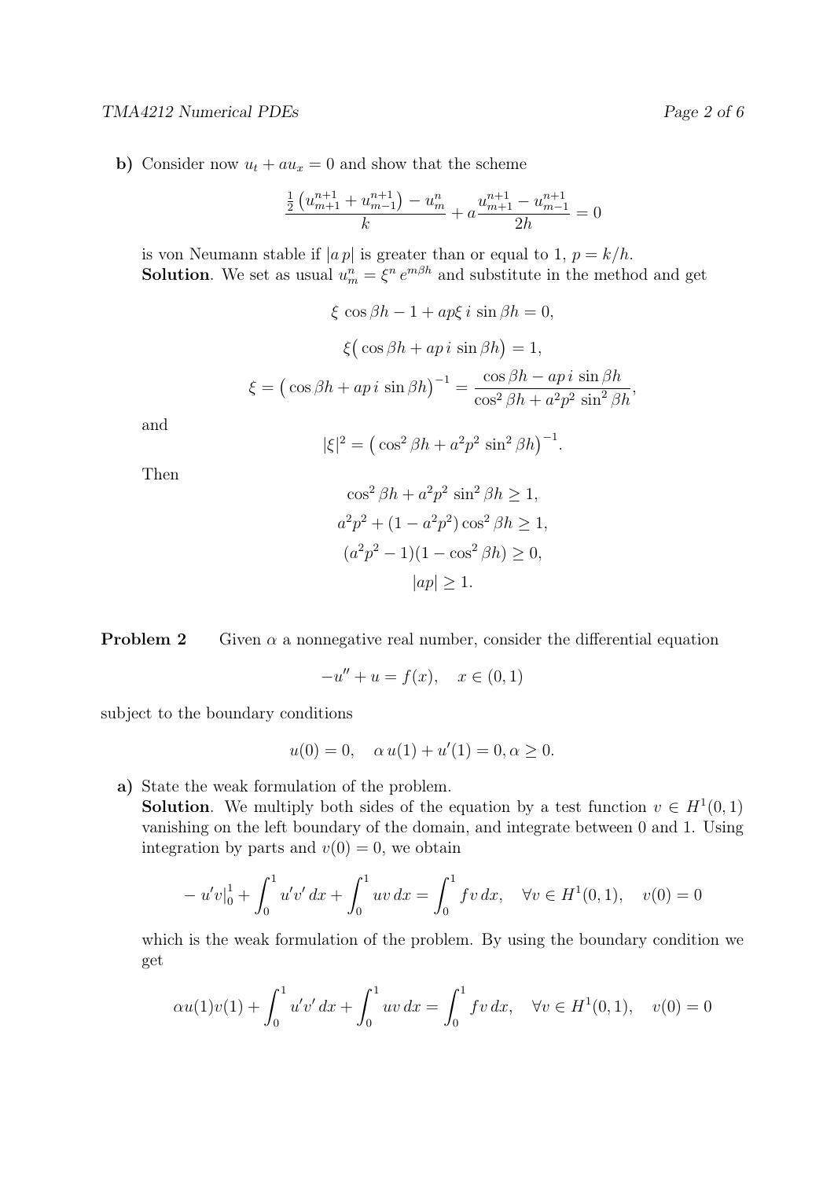**b)** Consider now $u_t + au_x = 0$ and show that the scheme

$$\frac{\frac{1}{2}\left(u_{m+1}^{n+1} + u_{m-1}^{n+1}\right) - u_m^n}{k} + a\frac{u_{m+1}^{n+1} - u_{m-1}^{n+1}}{2h} = 0$$

is von Neumann stable if $|a\,p|$ is greater than or equal to 1, $p = k/h$.

**Solution**. We set as usual $u_m^n = \xi^n\, e^{m\beta h}$ and substitute in the method and get

$$\xi\, \cos\beta h - 1 + ap\xi\, i\, \sin\beta h = 0,$$

$$\xi\big(\cos\beta h + ap\, i\, \sin\beta h\big) = 1,$$

$$\xi = \big(\cos\beta h + ap\, i\, \sin\beta h\big)^{-1} = \frac{\cos\beta h - ap\, i\, \sin\beta h}{\cos^2\beta h + a^2p^2\, \sin^2\beta h},$$

and

$$|\xi|^2 = \big(\cos^2\beta h + a^2p^2\, \sin^2\beta h\big)^{-1}.$$

Then

$$\cos^2\beta h + a^2p^2\, \sin^2\beta h \geq 1,$$

$$a^2p^2 + (1 - a^2p^2)\cos^2\beta h \geq 1,$$

$$(a^2p^2 - 1)(1 - \cos^2\beta h) \geq 0,$$

$$|ap| \geq 1.$$

**Problem 2** Given $\alpha$ a nonnegative real number, consider the differential equation

$$-u'' + u = f(x), \quad x \in (0,1)$$

subject to the boundary conditions

$$u(0) = 0, \quad \alpha\, u(1) + u'(1) = 0, \alpha \geq 0.$$

**a)** State the weak formulation of the problem.

**Solution**. We multiply both sides of the equation by a test function $v \in H^1(0,1)$ vanishing on the left boundary of the domain, and integrate between 0 and 1. Using integration by parts and $v(0) = 0$, we obtain

$$-\,u'v|_0^1 + \int_0^1 u'v'\,dx + \int_0^1 uv\,dx = \int_0^1 fv\,dx, \quad \forall v \in H^1(0,1), \quad v(0) = 0$$

which is the weak formulation of the problem. By using the boundary condition we get

$$\alpha u(1)v(1) + \int_0^1 u'v'\,dx + \int_0^1 uv\,dx = \int_0^1 fv\,dx, \quad \forall v \in H^1(0,1), \quad v(0) = 0$$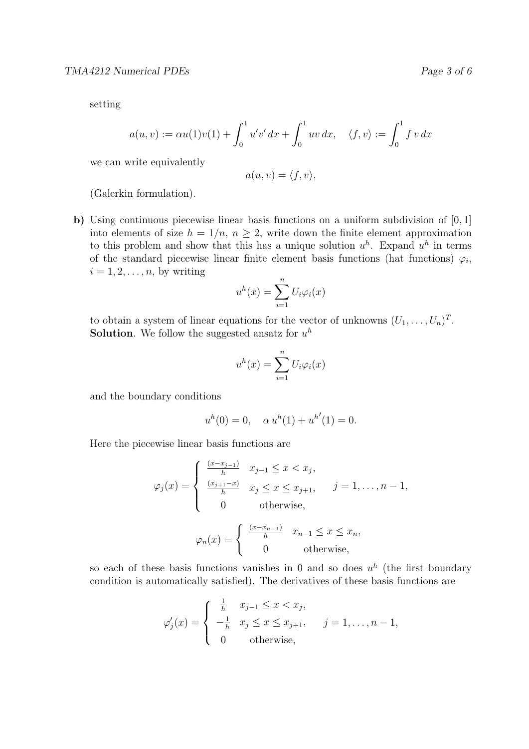setting

$$a(u,v) := \alpha u(1)v(1) + \int_0^1 u'v'\,dx + \int_0^1 uv\,dx, \quad \langle f, v\rangle := \int_0^1 f\,v\,dx$$

we can write equivalently

$$a(u,v) = \langle f, v\rangle,$$

(Galerkin formulation).

**b)** Using continuous piecewise linear basis functions on a uniform subdivision of $[0,1]$ into elements of size $h = 1/n$, $n \geq 2$, write down the finite element approximation to this problem and show that this has a unique solution $u^h$. Expand $u^h$ in terms of the standard piecewise linear finite element basis functions (hat functions) $\varphi_i$, $i = 1, 2, \ldots, n$, by writing

$$u^h(x) = \sum_{i=1}^{n} U_i \varphi_i(x)$$

to obtain a system of linear equations for the vector of unknowns $(U_1, \ldots, U_n)^T$.
**Solution**. We follow the suggested ansatz for $u^h$

$$u^h(x) = \sum_{i=1}^{n} U_i \varphi_i(x)$$

and the boundary conditions

$$u^h(0) = 0, \quad \alpha\, u^h(1) + {u^h}'(1) = 0.$$

Here the piecewise linear basis functions are

$$\varphi_j(x) = \begin{cases} \frac{(x - x_{j-1})}{h} & x_{j-1} \leq x < x_j, \\ \frac{(x_{j+1} - x)}{h} & x_j \leq x \leq x_{j+1}, \\ 0 & \text{otherwise}, \end{cases} \qquad j = 1, \ldots, n-1,$$

$$\varphi_n(x) = \begin{cases} \frac{(x - x_{n-1})}{h} & x_{n-1} \leq x \leq x_n, \\ 0 & \text{otherwise}, \end{cases}$$

so each of these basis functions vanishes in 0 and so does $u^h$ (the first boundary condition is automatically satisfied). The derivatives of these basis functions are

$$\varphi_j'(x) = \begin{cases} \frac{1}{h} & x_{j-1} \leq x < x_j, \\ -\frac{1}{h} & x_j \leq x \leq x_{j+1}, \\ 0 & \text{otherwise}, \end{cases} \qquad j = 1, \ldots, n-1,$$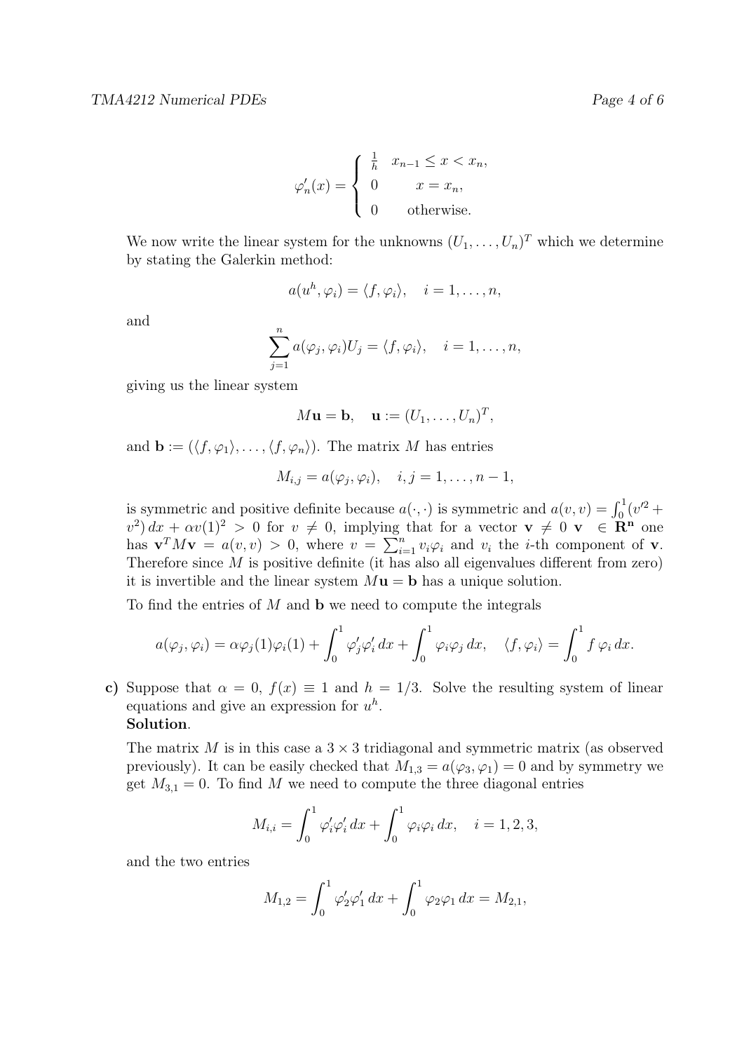$$\varphi_n'(x) = \begin{cases} \frac{1}{h} & x_{n-1} \le x < x_n, \\ 0 & x = x_n, \\ 0 & \text{otherwise.} \end{cases}$$

We now write the linear system for the unknowns $(U_1, \dots, U_n)^T$ which we determine by stating the Galerkin method:

$$a(u^h, \varphi_i) = \langle f, \varphi_i \rangle, \quad i = 1, \dots, n,$$

and

$$\sum_{j=1}^{n} a(\varphi_j, \varphi_i) U_j = \langle f, \varphi_i \rangle, \quad i = 1, \dots, n,$$

giving us the linear system

$$M\mathbf{u} = \mathbf{b}, \quad \mathbf{u} := (U_1, \dots, U_n)^T,$$

and $\mathbf{b} := (\langle f, \varphi_1 \rangle, \dots, \langle f, \varphi_n \rangle)$. The matrix $M$ has entries

$$M_{i,j} = a(\varphi_j, \varphi_i), \quad i, j = 1, \dots, n-1,$$

is symmetric and positive definite because $a(\cdot, \cdot)$ is symmetric and $a(v, v) = \int_0^1 (v'^2 + v^2)\, dx + \alpha v(1)^2 > 0$ for $v \neq 0$, implying that for a vector $\mathbf{v} \neq 0$ $\mathbf{v} \in \mathbf{R^n}$ one has $\mathbf{v}^T M \mathbf{v} = a(v, v) > 0$, where $v = \sum_{i=1}^{n} v_i \varphi_i$ and $v_i$ the $i$-th component of $\mathbf{v}$. Therefore since $M$ is positive definite (it has also all eigenvalues different from zero) it is invertible and the linear system $M\mathbf{u} = \mathbf{b}$ has a unique solution.

To find the entries of $M$ and $\mathbf{b}$ we need to compute the integrals

$$a(\varphi_j, \varphi_i) = \alpha \varphi_j(1)\varphi_i(1) + \int_0^1 \varphi_j' \varphi_i' \, dx + \int_0^1 \varphi_i \varphi_j \, dx, \quad \langle f, \varphi_i \rangle = \int_0^1 f \, \varphi_i \, dx.$$

**c)** Suppose that $\alpha = 0$, $f(x) \equiv 1$ and $h = 1/3$. Solve the resulting system of linear equations and give an expression for $u^h$.

**Solution**.

The matrix $M$ is in this case a $3 \times 3$ tridiagonal and symmetric matrix (as observed previously). It can be easily checked that $M_{1,3} = a(\varphi_3, \varphi_1) = 0$ and by symmetry we get $M_{3,1} = 0$. To find $M$ we need to compute the three diagonal entries

$$M_{i,i} = \int_0^1 \varphi_i' \varphi_i' \, dx + \int_0^1 \varphi_i \varphi_i \, dx, \quad i = 1, 2, 3,$$

and the two entries

$$M_{1,2} = \int_0^1 \varphi_2' \varphi_1' \, dx + \int_0^1 \varphi_2 \varphi_1 \, dx = M_{2,1},$$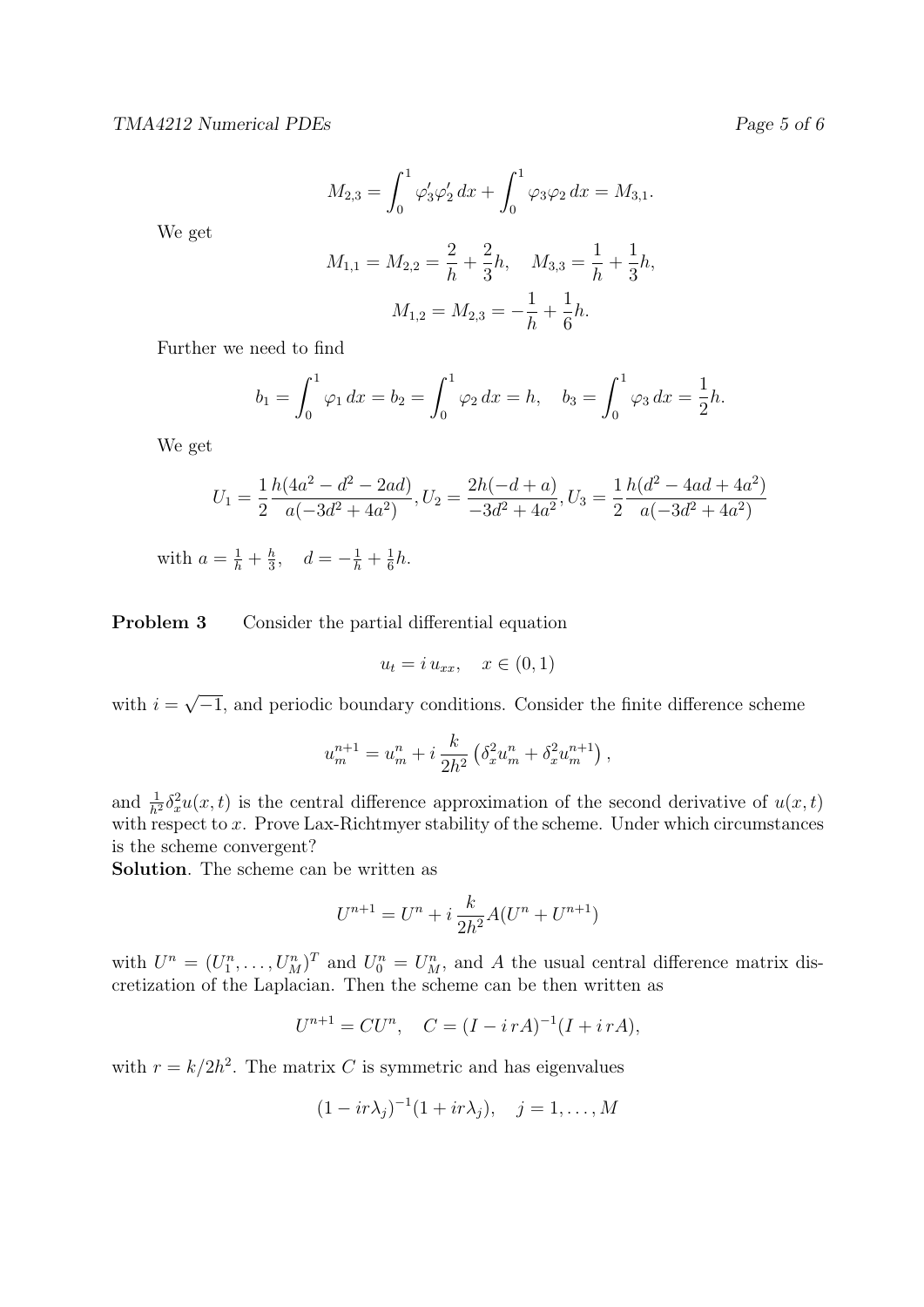$$M_{2,3} = \int_0^1 \varphi_3' \varphi_2' \, dx + \int_0^1 \varphi_3 \varphi_2 \, dx = M_{3,1}.$$

We get

$$M_{1,1} = M_{2,2} = \frac{2}{h} + \frac{2}{3}h, \quad M_{3,3} = \frac{1}{h} + \frac{1}{3}h,$$

$$M_{1,2} = M_{2,3} = -\frac{1}{h} + \frac{1}{6}h.$$

Further we need to find

$$b_1 = \int_0^1 \varphi_1 \, dx = b_2 = \int_0^1 \varphi_2 \, dx = h, \quad b_3 = \int_0^1 \varphi_3 \, dx = \frac{1}{2}h.$$

We get

$$U_1 = \frac{1}{2}\frac{h(4a^2 - d^2 - 2ad)}{a(-3d^2 + 4a^2)}, U_2 = \frac{2h(-d+a)}{-3d^2 + 4a^2}, U_3 = \frac{1}{2}\frac{h(d^2 - 4ad + 4a^2)}{a(-3d^2 + 4a^2)}$$

with $a = \frac{1}{h} + \frac{h}{3}, \quad d = -\frac{1}{h} + \frac{1}{6}h.$

**Problem 3** Consider the partial differential equation

$$u_t = i\, u_{xx}, \quad x \in (0, 1)$$

with $i = \sqrt{-1}$, and periodic boundary conditions. Consider the finite difference scheme

$$u_m^{n+1} = u_m^n + i\,\frac{k}{2h^2}\left(\delta_x^2 u_m^n + \delta_x^2 u_m^{n+1}\right),$$

and $\frac{1}{h^2}\delta_x^2 u(x,t)$ is the central difference approximation of the second derivative of $u(x,t)$ with respect to $x$. Prove Lax-Richtmyer stability of the scheme. Under which circumstances is the scheme convergent?

**Solution**. The scheme can be written as

$$U^{n+1} = U^n + i\,\frac{k}{2h^2}A(U^n + U^{n+1})$$

with $U^n = (U_1^n, \ldots, U_M^n)^T$ and $U_0^n = U_M^n$, and $A$ the usual central difference matrix discretization of the Laplacian. Then the scheme can be then written as

$$U^{n+1} = CU^n, \quad C = (I - i\,rA)^{-1}(I + i\,rA),$$

with $r = k/2h^2$. The matrix $C$ is symmetric and has eigenvalues

$$(1 - ir\lambda_j)^{-1}(1 + ir\lambda_j), \quad j = 1, \ldots, M$$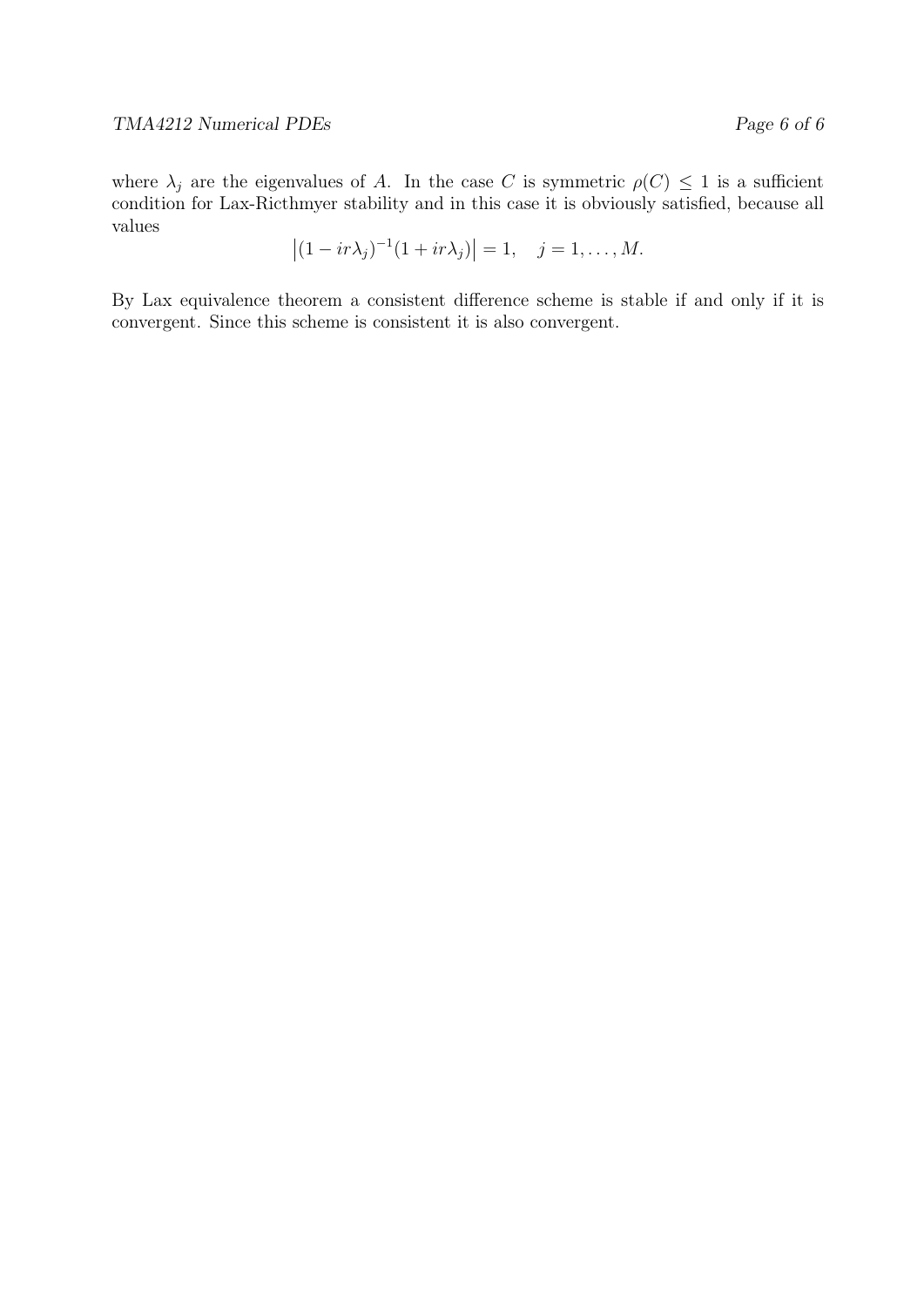where $\lambda_j$ are the eigenvalues of $A$. In the case $C$ is symmetric $\rho(C) \leq 1$ is a sufficient condition for Lax-Ricthmyer stability and in this case it is obviously satisfied, because all values

$$\left|(1 - ir\lambda_j)^{-1}(1 + ir\lambda_j)\right| = 1, \quad j = 1, \dots, M.$$

By Lax equivalence theorem a consistent difference scheme is stable if and only if it is convergent. Since this scheme is consistent it is also convergent.